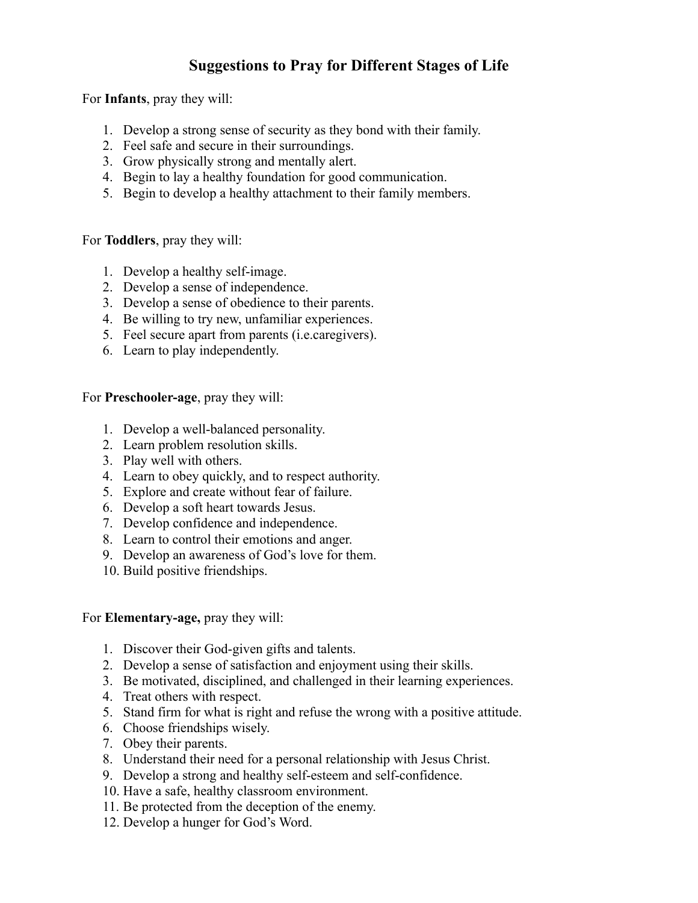# Suggestions to Pray for Different Stages of Life

For **Infants**, pray they will:

1. Develop a strong sense of security as they bond with their family.
2. Feel safe and secure in their surroundings.
3. Grow physically strong and mentally alert.
4. Begin to lay a healthy foundation for good communication.
5. Begin to develop a healthy attachment to their family members.

For **Toddlers**, pray they will:

1. Develop a healthy self-image.
2. Develop a sense of independence.
3. Develop a sense of obedience to their parents.
4. Be willing to try new, unfamiliar experiences.
5. Feel secure apart from parents (i.e.caregivers).
6. Learn to play independently.

For **Preschooler-age**, pray they will:

1. Develop a well-balanced personality.
2. Learn problem resolution skills.
3. Play well with others.
4. Learn to obey quickly, and to respect authority.
5. Explore and create without fear of failure.
6. Develop a soft heart towards Jesus.
7. Develop confidence and independence.
8. Learn to control their emotions and anger.
9. Develop an awareness of God's love for them.
10. Build positive friendships.

For **Elementary-age,** pray they will:

1. Discover their God-given gifts and talents.
2. Develop a sense of satisfaction and enjoyment using their skills.
3. Be motivated, disciplined, and challenged in their learning experiences.
4. Treat others with respect.
5. Stand firm for what is right and refuse the wrong with a positive attitude.
6. Choose friendships wisely.
7. Obey their parents.
8. Understand their need for a personal relationship with Jesus Christ.
9. Develop a strong and healthy self-esteem and self-confidence.
10. Have a safe, healthy classroom environment.
11. Be protected from the deception of the enemy.
12. Develop a hunger for God's Word.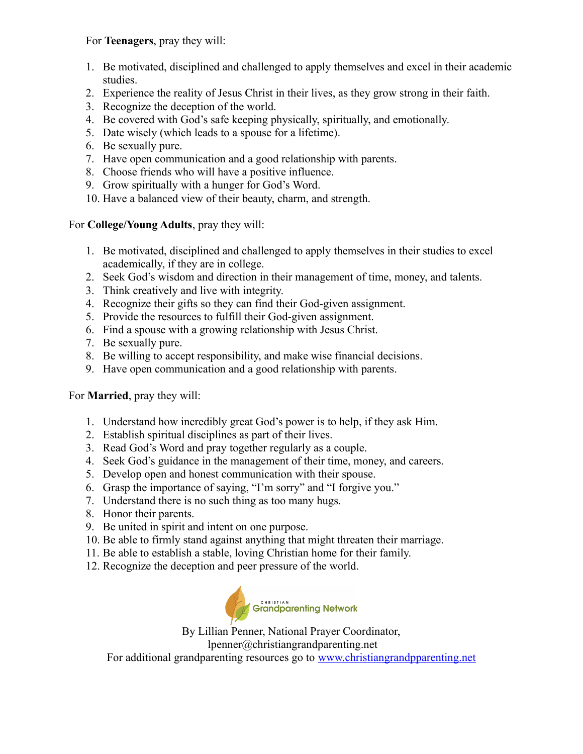For **Teenagers**, pray they will:

1. Be motivated, disciplined and challenged to apply themselves and excel in their academic studies.
2. Experience the reality of Jesus Christ in their lives, as they grow strong in their faith.
3. Recognize the deception of the world.
4. Be covered with God's safe keeping physically, spiritually, and emotionally.
5. Date wisely (which leads to a spouse for a lifetime).
6. Be sexually pure.
7. Have open communication and a good relationship with parents.
8. Choose friends who will have a positive influence.
9. Grow spiritually with a hunger for God's Word.
10. Have a balanced view of their beauty, charm, and strength.

For **College/Young Adults**, pray they will:

1. Be motivated, disciplined and challenged to apply themselves in their studies to excel academically, if they are in college.
2. Seek God's wisdom and direction in their management of time, money, and talents.
3. Think creatively and live with integrity.
4. Recognize their gifts so they can find their God-given assignment.
5. Provide the resources to fulfill their God-given assignment.
6. Find a spouse with a growing relationship with Jesus Christ.
7. Be sexually pure.
8. Be willing to accept responsibility, and make wise financial decisions.
9. Have open communication and a good relationship with parents.

For **Married**, pray they will:

1. Understand how incredibly great God's power is to help, if they ask Him.
2. Establish spiritual disciplines as part of their lives.
3. Read God's Word and pray together regularly as a couple.
4. Seek God's guidance in the management of their time, money, and careers.
5. Develop open and honest communication with their spouse.
6. Grasp the importance of saying, "I'm sorry" and "I forgive you."
7. Understand there is no such thing as too many hugs.
8. Honor their parents.
9. Be united in spirit and intent on one purpose.
10. Be able to firmly stand against anything that might threaten their marriage.
11. Be able to establish a stable, loving Christian home for their family.
12. Recognize the deception and peer pressure of the world.

CHRISTIAN Grandparenting Network

By Lillian Penner, National Prayer Coordinator,
lpenner@christiangrandparenting.net
For additional grandparenting resources go to [www.christiangrandpparenting.net](www.christiangrandpparenting.net)